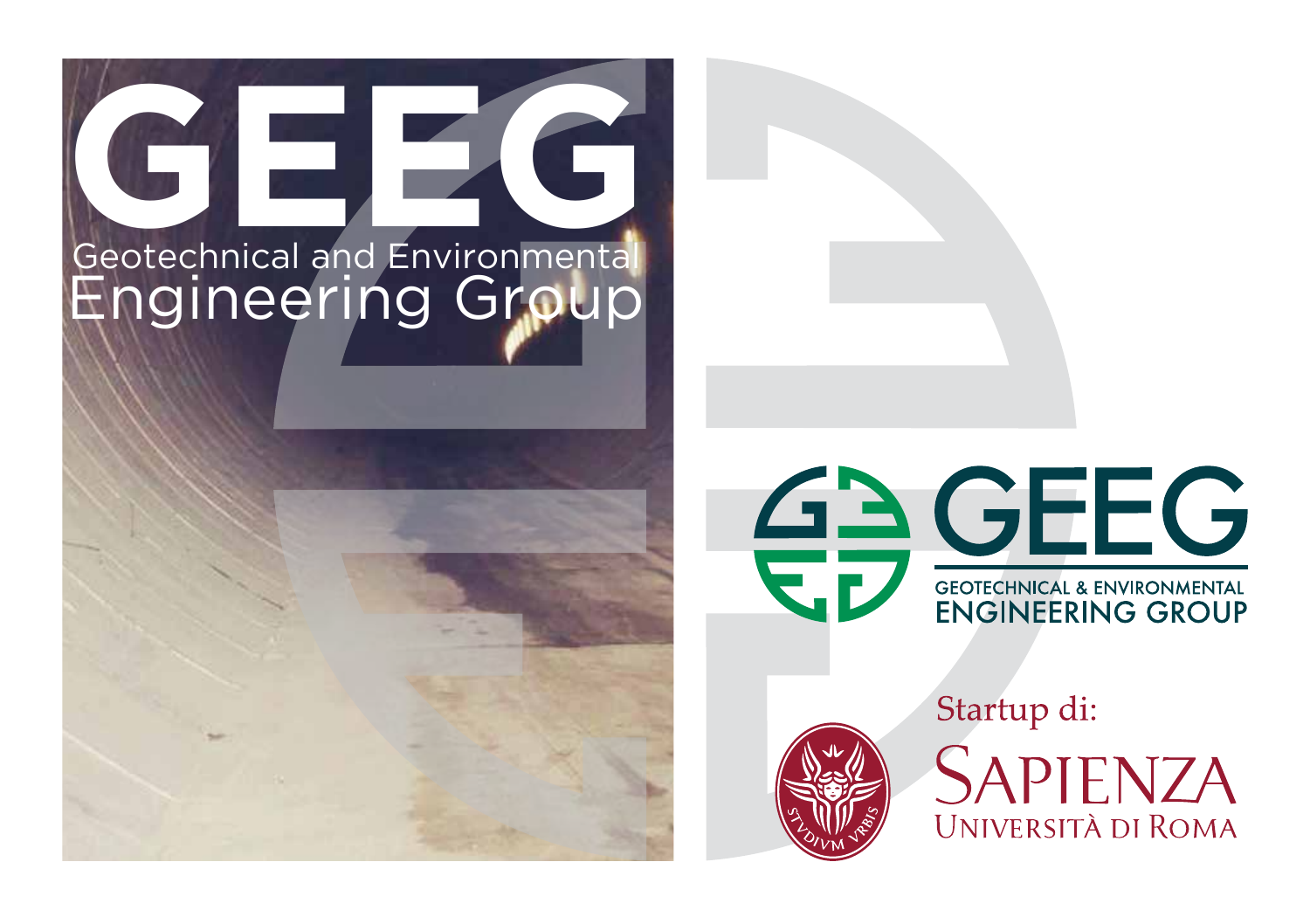# GEEG

Geotechnical and Environmental Engineering Group

GEEG

GEOTECHNICAL & ENVIRONMENTAL ENGINEERING GROUP

Startup di:

SAPIENZA UNIVERSITÀ DI ROMA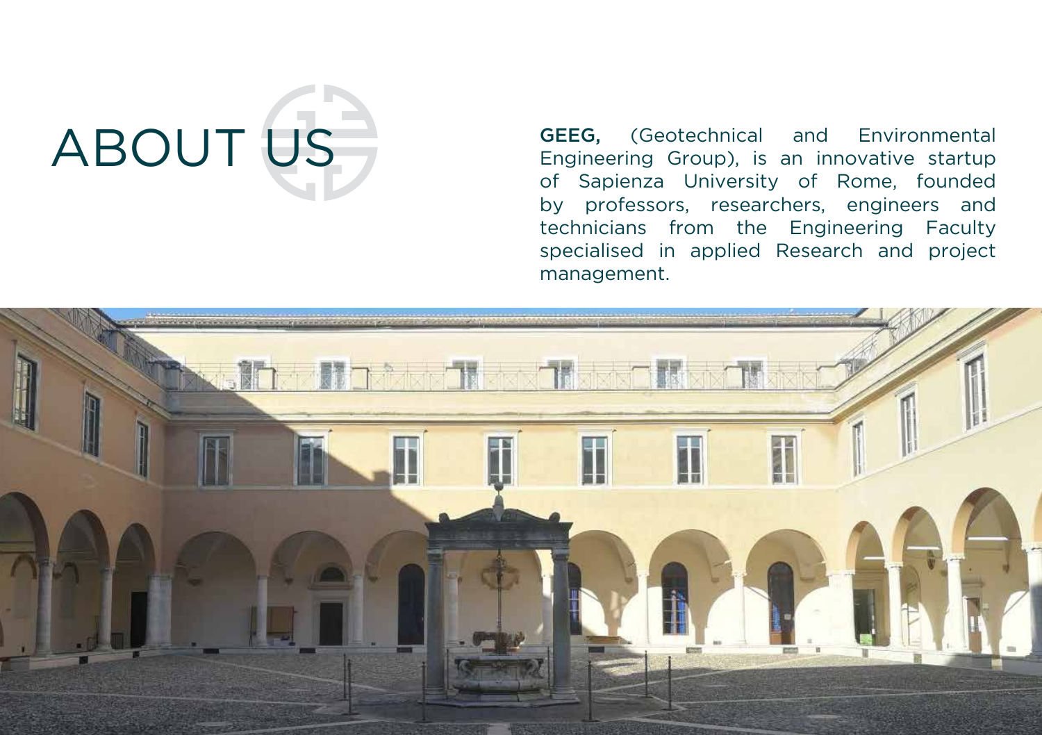# ABOUT US

**GEEG,** (Geotechnical and Environmental Engineering Group), is an innovative startup of Sapienza University of Rome, founded by professors, researchers, engineers and technicians from the Engineering Faculty specialised in applied Research and project management.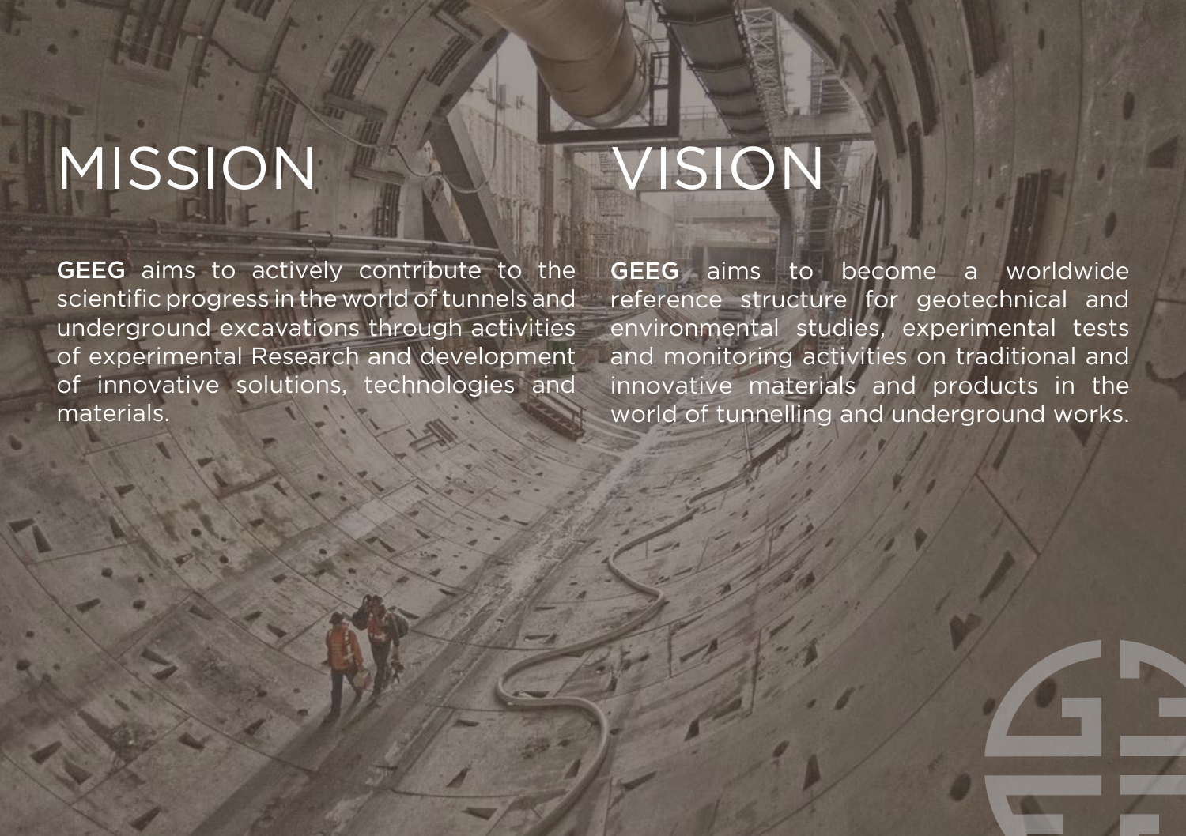# MISSION

**GEEG** aims to actively contribute to the scientific progress in the world of tunnels and underground excavations through activities of experimental Research and development of innovative solutions, technologies and materials.

# VISION

**GEEG** aims to become a worldwide reference structure for geotechnical and environmental studies, experimental tests and monitoring activities on traditional and innovative materials and products in the world of tunnelling and underground works.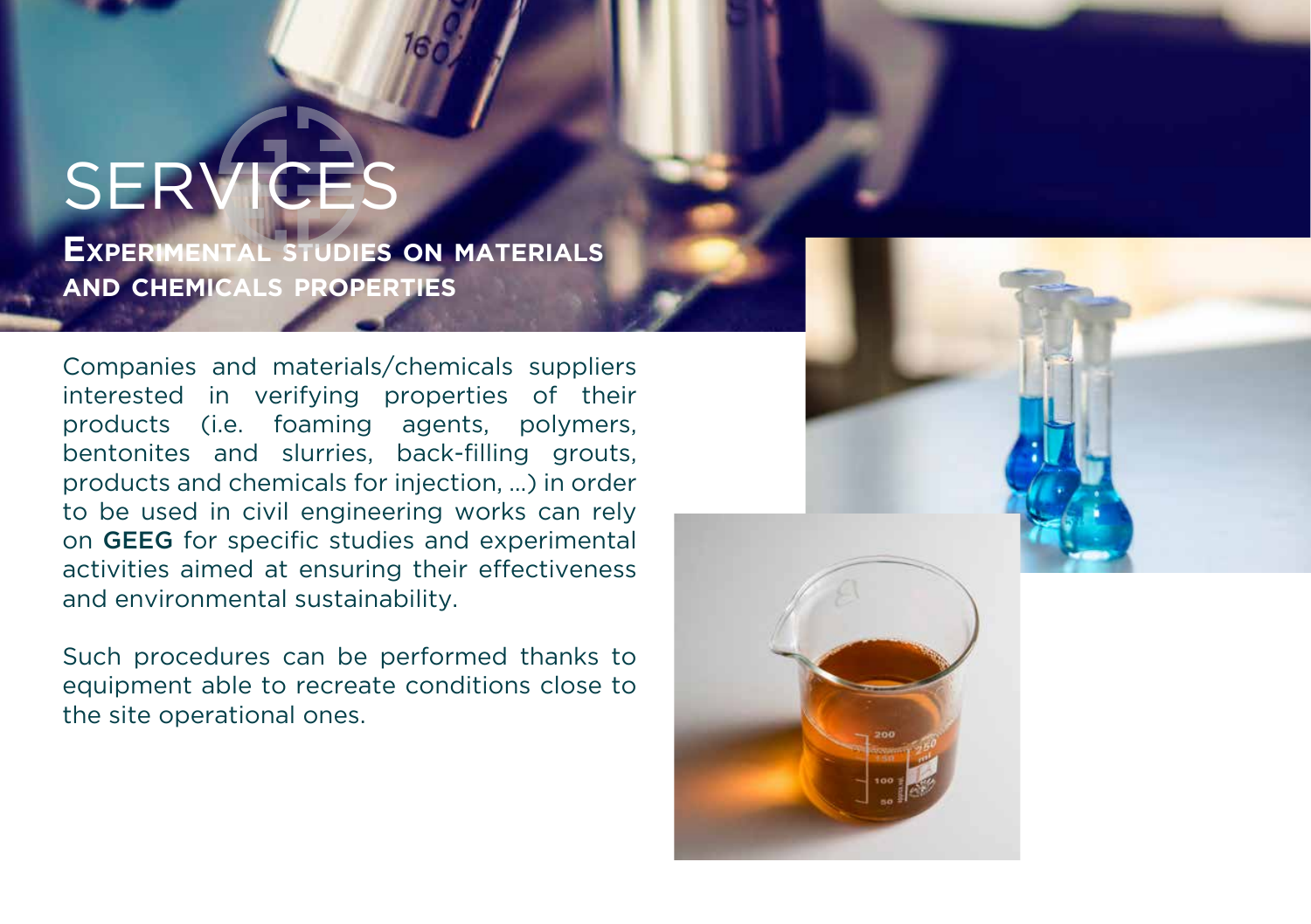# SERVICES

## Experimental studies on materials and chemicals properties

Companies and materials/chemicals suppliers interested in verifying properties of their products (i.e. foaming agents, polymers, bentonites and slurries, back-filling grouts, products and chemicals for injection, ...) in order to be used in civil engineering works can rely on **GEEG** for specific studies and experimental activities aimed at ensuring their effectiveness and environmental sustainability.

Such procedures can be performed thanks to equipment able to recreate conditions close to the site operational ones.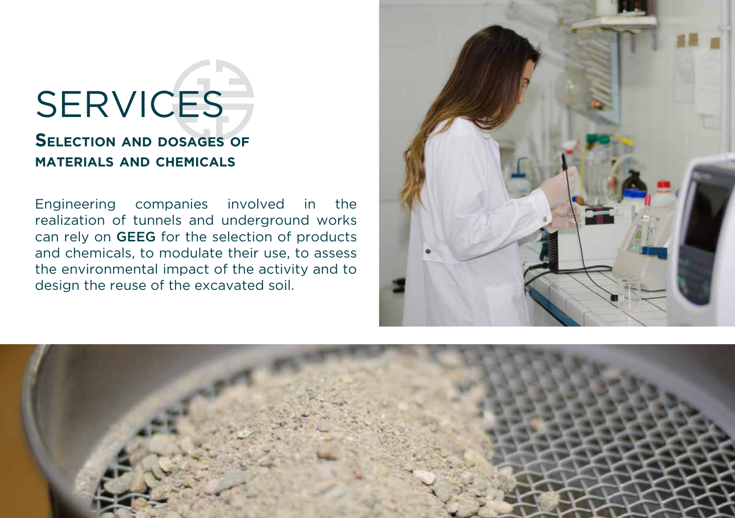# SERVICES

## Selection and dosages of materials and chemicals

Engineering companies involved in the realization of tunnels and underground works can rely on **GEEG** for the selection of products and chemicals, to modulate their use, to assess the environmental impact of the activity and to design the reuse of the excavated soil.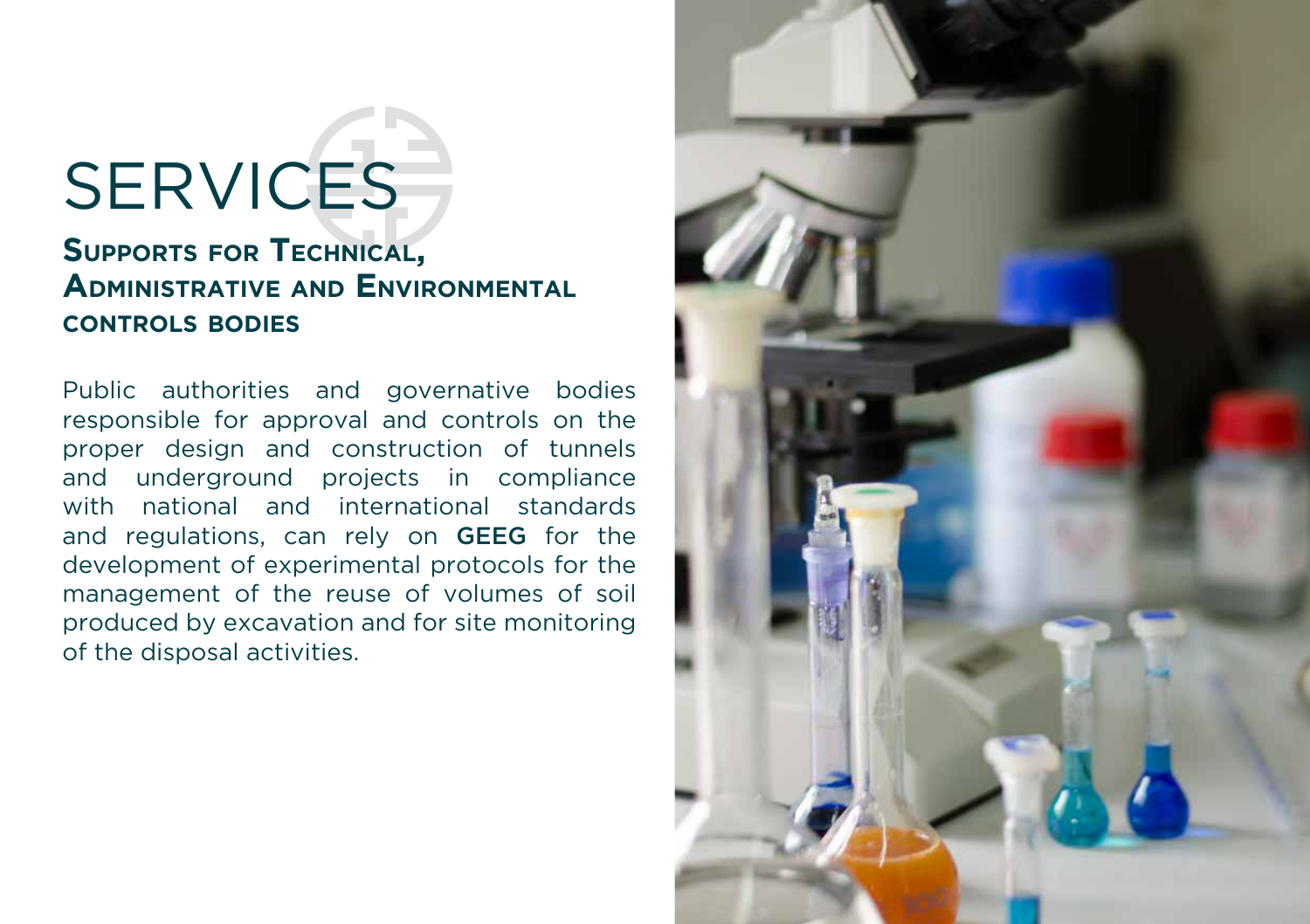# SERVICES

## Supports for Technical, Administrative and Environmental controls bodies

Public authorities and governative bodies responsible for approval and controls on the proper design and construction of tunnels and underground projects in compliance with national and international standards and regulations, can rely on **GEEG** for the development of experimental protocols for the management of the reuse of volumes of soil produced by excavation and for site monitoring of the disposal activities.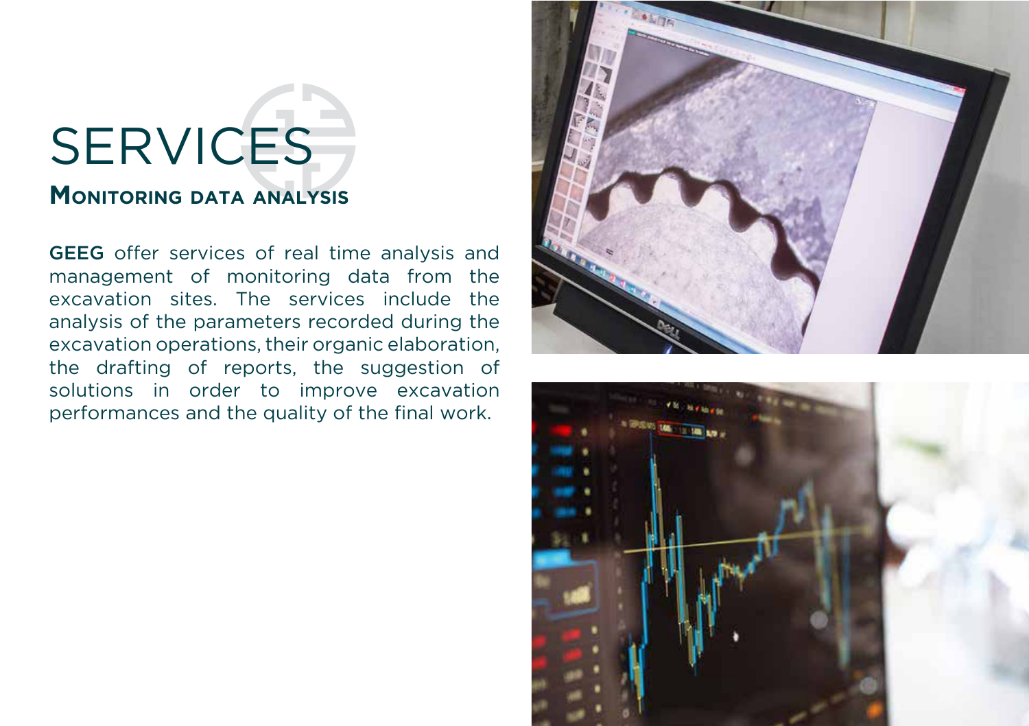# SERVICES

## Monitoring data analysis

**GEEG** offer services of real time analysis and management of monitoring data from the excavation sites. The services include the analysis of the parameters recorded during the excavation operations, their organic elaboration, the drafting of reports, the suggestion of solutions in order to improve excavation performances and the quality of the final work.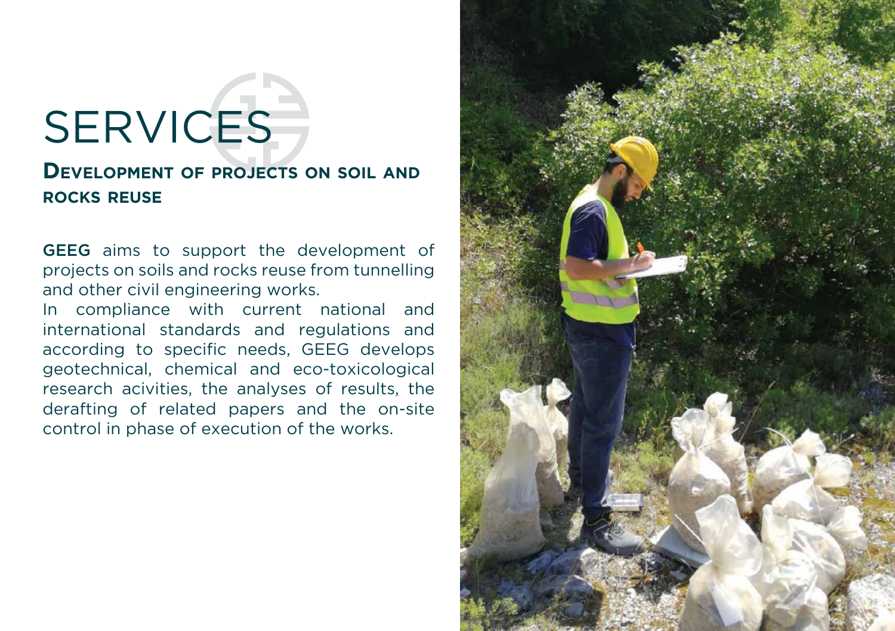# SERVICES

## Development of projects on soil and rocks reuse

**GEEG** aims to support the development of projects on soils and rocks reuse from tunnelling and other civil engineering works.

In compliance with current national and international standards and regulations and according to specific needs, GEEG develops geotechnical, chemical and eco-toxicological research acivities, the analyses of results, the derafting of related papers and the on-site control in phase of execution of the works.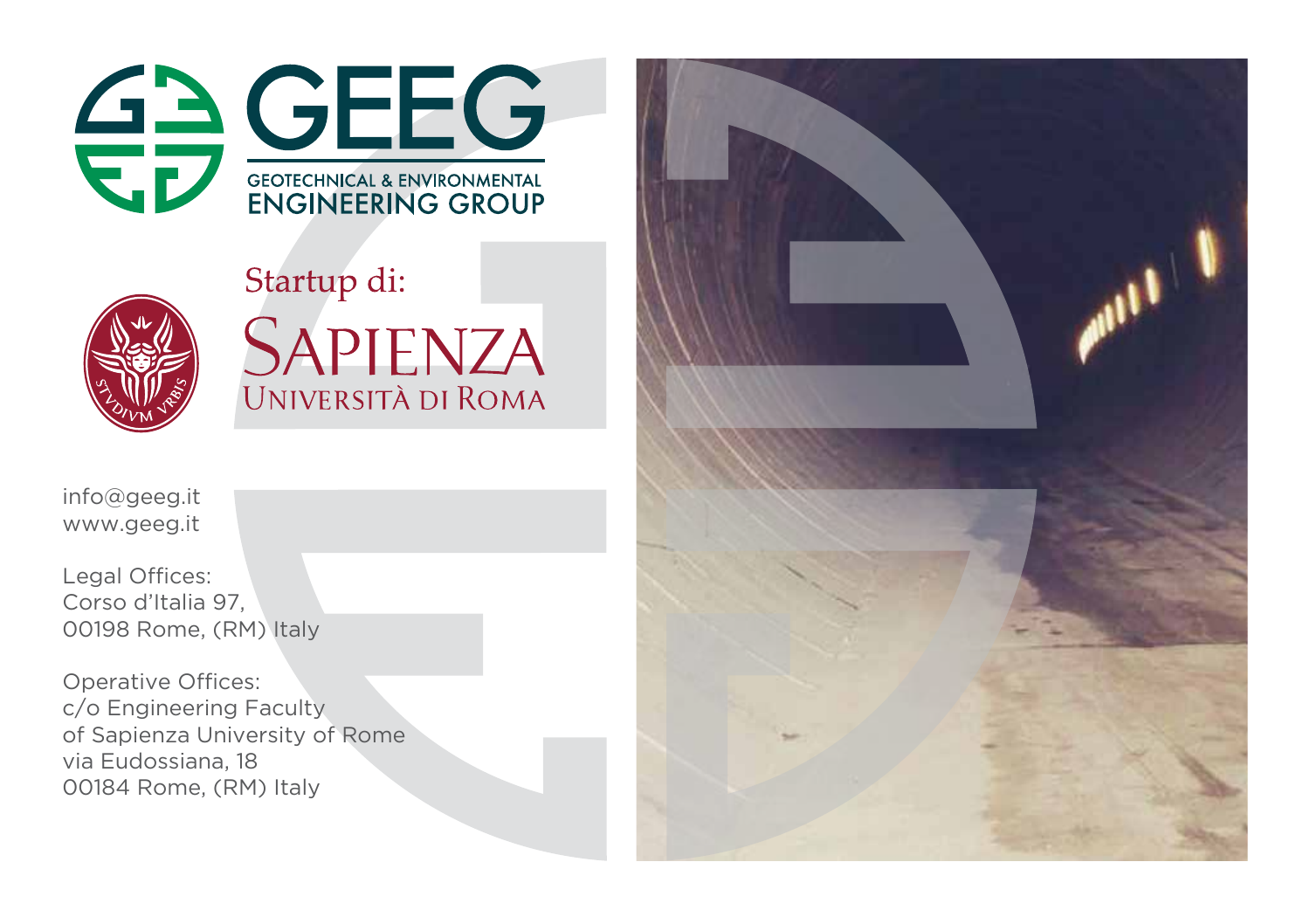# GEEG

GEOTECHNICAL & ENVIRONMENTAL
ENGINEERING GROUP

Startup di:

SAPIENZA
UNIVERSITÀ DI ROMA

info@geeg.it
www.geeg.it

Legal Offices:
Corso d'Italia 97,
00198 Rome, (RM) Italy

Operative Offices:
c/o Engineering Faculty
of Sapienza University of Rome
via Eudossiana, 18
00184 Rome, (RM) Italy